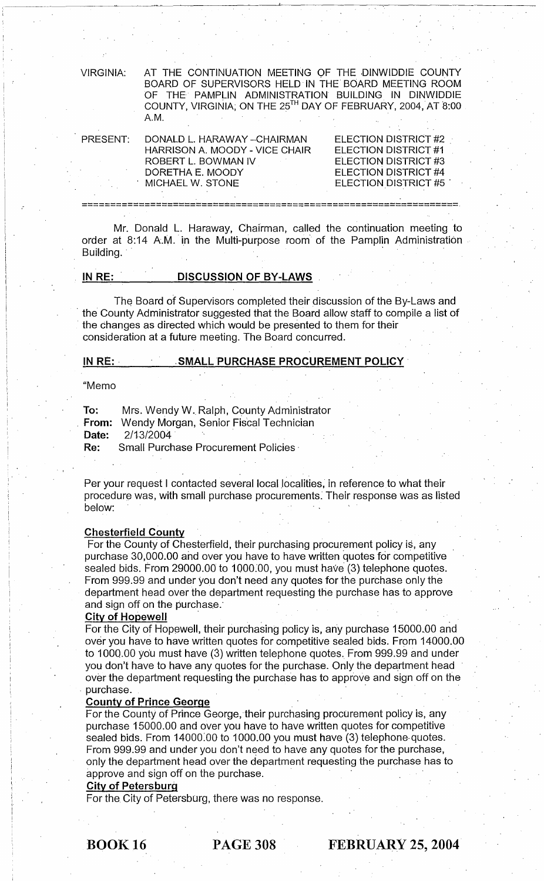VIRGINIA: AT THE CONTINUATION MEETING OF THE DINWIDDIE COUNTY BOARD OF SUPERVISORS HELD IN THE BOARD MEETING ROOM OF THE PAMPLIN ADMINISTRATION BUILDING IN DINWIDDIE COUNTY, VIRGINIA, ON THE 25TH DAY OF FEBRUARY, 2004, AT 8:00 A.M.

| PRESENT: | | |
|---|---|---|
| | DONALD L. HARAWAY –CHAIRMAN | ELECTION DISTRICT #2 |
| | HARRISON A. MOODY - VICE CHAIR | ELECTION DISTRICT #1 |
| | ROBERT L. BOWMAN IV | ELECTION DISTRICT #3 |
| | DORETHA E. MOODY | ELECTION DISTRICT #4 |
| | MICHAEL W. STONE | ELECTION DISTRICT #5 |

Mr. Donald L. Haraway, Chairman, called the continuation meeting to order at 8:14 A.M. in the Multi-purpose room of the Pamplin Administration Building.

**IN RE: DISCUSSION OF BY-LAWS**

The Board of Supervisors completed their discussion of the By-Laws and the County Administrator suggested that the Board allow staff to compile a list of the changes as directed which would be presented to them for their consideration at a future meeting. The Board concurred.

**IN RE: SMALL PURCHASE PROCUREMENT POLICY**

"Memo

**To:** Mrs. Wendy W. Ralph, County Administrator
**From:** Wendy Morgan, Senior Fiscal Technician
**Date:** 2/13/2004
**Re:** Small Purchase Procurement Policies

Per your request I contacted several local localities, in reference to what their procedure was, with small purchase procurements. Their response was as listed below:

**Chesterfield County**
For the County of Chesterfield, their purchasing procurement policy is, any purchase 30,000.00 and over you have to have written quotes for competitive sealed bids. From 29000.00 to 1000.00, you must have (3) telephone quotes. From 999.99 and under you don't need any quotes for the purchase only the department head over the department requesting the purchase has to approve and sign off on the purchase.

**City of Hopewell**
For the City of Hopewell, their purchasing policy is, any purchase 15000.00 and over you have to have written quotes for competitive sealed bids. From 14000.00 to 1000.00 you must have (3) written telephone quotes. From 999.99 and under you don't have to have any quotes for the purchase. Only the department head over the department requesting the purchase has to approve and sign off on the purchase.

**County of Prince George**
For the County of Prince George, their purchasing procurement policy is, any purchase 15000.00 and over you have to have written quotes for competitive sealed bids. From 14000.00 to 1000.00 you must have (3) telephone quotes. From 999.99 and under you don't need to have any quotes for the purchase, only the department head over the department requesting the purchase has to approve and sign off on the purchase.

**City of Petersburg**
For the City of Petersburg, there was no response.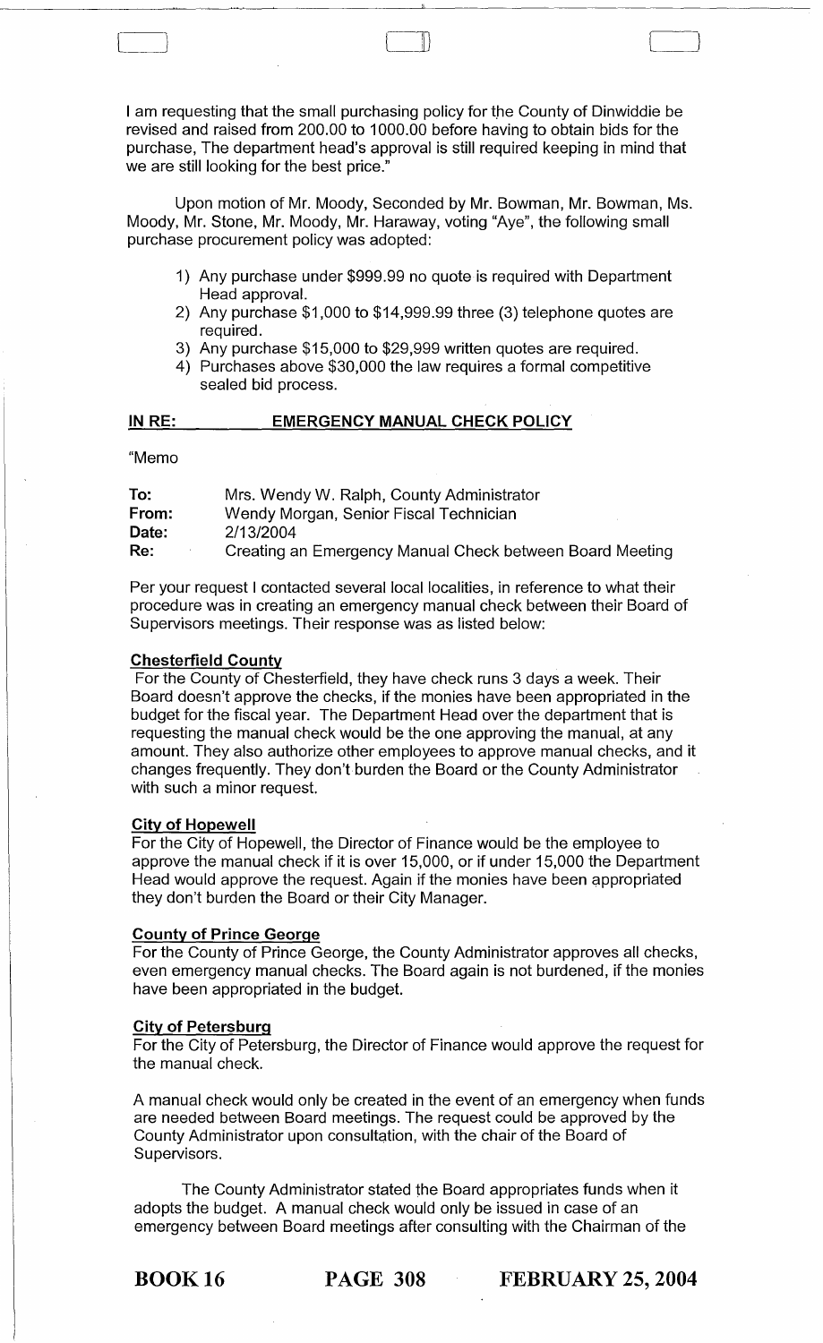I am requesting that the small purchasing policy for the County of Dinwiddie be revised and raised from 200.00 to 1000.00 before having to obtain bids for the purchase, The department head's approval is still required keeping in mind that we are still looking for the best price."

Upon motion of Mr. Moody, Seconded by Mr. Bowman, Mr. Bowman, Ms. Moody, Mr. Stone, Mr. Moody, Mr. Haraway, voting "Aye", the following small purchase procurement policy was adopted:

1) Any purchase under $999.99 no quote is required with Department Head approval.
2) Any purchase $1,000 to $14,999.99 three (3) telephone quotes are required.
3) Any purchase $15,000 to $29,999 written quotes are required.
4) Purchases above $30,000 the law requires a formal competitive sealed bid process.

## IN RE: EMERGENCY MANUAL CHECK POLICY

"Memo

**To:** Mrs. Wendy W. Ralph, County Administrator
**From:** Wendy Morgan, Senior Fiscal Technician
**Date:** 2/13/2004
**Re:** Creating an Emergency Manual Check between Board Meeting

Per your request I contacted several local localities, in reference to what their procedure was in creating an emergency manual check between their Board of Supervisors meetings. Their response was as listed below:

**Chesterfield County**

For the County of Chesterfield, they have check runs 3 days a week. Their Board doesn't approve the checks, if the monies have been appropriated in the budget for the fiscal year. The Department Head over the department that is requesting the manual check would be the one approving the manual, at any amount. They also authorize other employees to approve manual checks, and it changes frequently. They don't burden the Board or the County Administrator with such a minor request.

**City of Hopewell**

For the City of Hopewell, the Director of Finance would be the employee to approve the manual check if it is over 15,000, or if under 15,000 the Department Head would approve the request. Again if the monies have been appropriated they don't burden the Board or their City Manager.

**County of Prince George**

For the County of Prince George, the County Administrator approves all checks, even emergency manual checks. The Board again is not burdened, if the monies have been appropriated in the budget.

**City of Petersburg**

For the City of Petersburg, the Director of Finance would approve the request for the manual check.

A manual check would only be created in the event of an emergency when funds are needed between Board meetings. The request could be approved by the County Administrator upon consultation, with the chair of the Board of Supervisors.

The County Administrator stated the Board appropriates funds when it adopts the budget. A manual check would only be issued in case of an emergency between Board meetings after consulting with the Chairman of the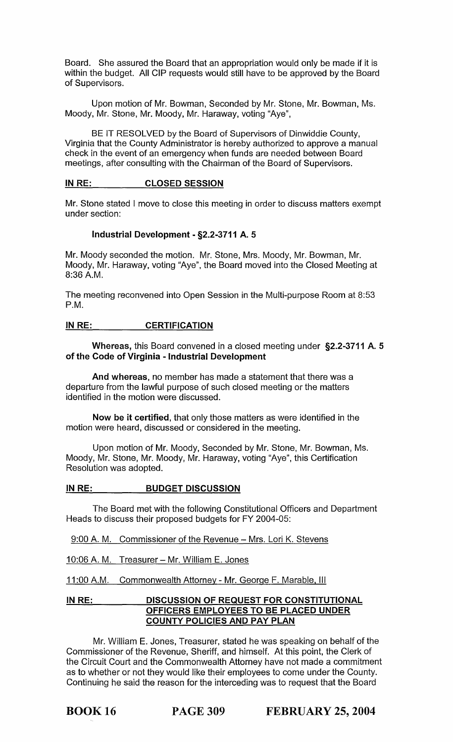Board. She assured the Board that an appropriation would only be made if it is within the budget. All CIP requests would still have to be approved by the Board of Supervisors.

Upon motion of Mr. Bowman, Seconded by Mr. Stone, Mr. Bowman, Ms. Moody, Mr. Stone, Mr. Moody, Mr. Haraway, voting "Aye",

BE IT RESOLVED by the Board of Supervisors of Dinwiddie County, Virginia that the County Administrator is hereby authorized to approve a manual check in the event of an emergency when funds are needed between Board meetings, after consulting with the Chairman of the Board of Supervisors.

**IN RE: CLOSED SESSION**

Mr. Stone stated I move to close this meeting in order to discuss matters exempt under section:

**Industrial Development - §2.2-3711 A. 5**

Mr. Moody seconded the motion. Mr. Stone, Mrs. Moody, Mr. Bowman, Mr. Moody, Mr. Haraway, voting "Aye", the Board moved into the Closed Meeting at 8:36 A.M.

The meeting reconvened into Open Session in the Multi-purpose Room at 8:53 P.M.

**IN RE: CERTIFICATION**

**Whereas,** this Board convened in a closed meeting under **§2.2-3711 A. 5 of the Code of Virginia - Industrial Development**

**And whereas,** no member has made a statement that there was a departure from the lawful purpose of such closed meeting or the matters identified in the motion were discussed.

**Now be it certified,** that only those matters as were identified in the motion were heard, discussed or considered in the meeting.

Upon motion of Mr. Moody, Seconded by Mr. Stone, Mr. Bowman, Ms. Moody, Mr. Stone, Mr. Moody, Mr. Haraway, voting "Aye", this Certification Resolution was adopted.

**IN RE: BUDGET DISCUSSION**

The Board met with the following Constitutional Officers and Department Heads to discuss their proposed budgets for FY 2004-05:

9:00 A. M. Commissioner of the Revenue – Mrs. Lori K. Stevens

10:06 A. M. Treasurer – Mr. William E. Jones

11:00 A.M. Commonwealth Attorney - Mr. George F. Marable, III

**IN RE: DISCUSSION OF REQUEST FOR CONSTITUTIONAL OFFICERS EMPLOYEES TO BE PLACED UNDER COUNTY POLICIES AND PAY PLAN**

Mr. William E. Jones, Treasurer, stated he was speaking on behalf of the Commissioner of the Revenue, Sheriff, and himself. At this point, the Clerk of the Circuit Court and the Commonwealth Attorney have not made a commitment as to whether or not they would like their employees to come under the County. Continuing he said the reason for the interceding was to request that the Board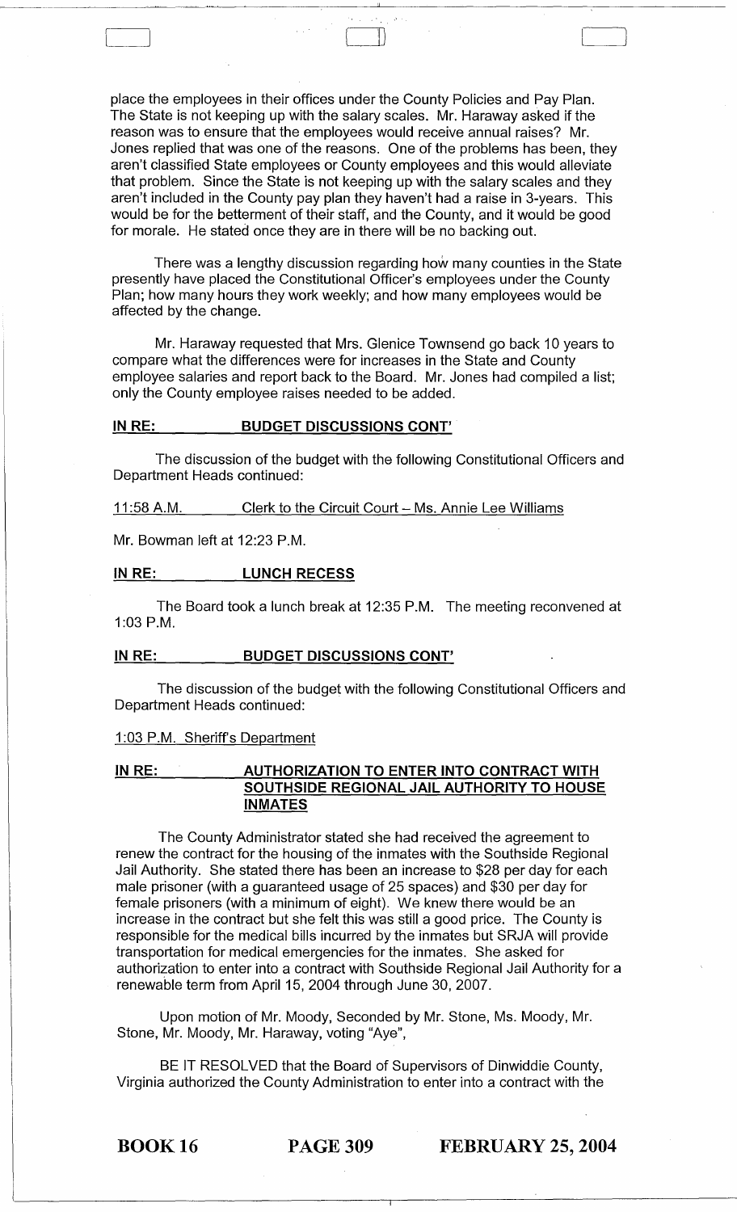place the employees in their offices under the County Policies and Pay Plan. The State is not keeping up with the salary scales. Mr. Haraway asked if the reason was to ensure that the employees would receive annual raises? Mr. Jones replied that was one of the reasons. One of the problems has been, they aren't classified State employees or County employees and this would alleviate that problem. Since the State is not keeping up with the salary scales and they aren't included in the County pay plan they haven't had a raise in 3-years. This would be for the betterment of their staff, and the County, and it would be good for morale. He stated once they are in there will be no backing out.

There was a lengthy discussion regarding how many counties in the State presently have placed the Constitutional Officer's employees under the County Plan; how many hours they work weekly; and how many employees would be affected by the change.

Mr. Haraway requested that Mrs. Glenice Townsend go back 10 years to compare what the differences were for increases in the State and County employee salaries and report back to the Board. Mr. Jones had compiled a list; only the County employee raises needed to be added.

**IN RE: BUDGET DISCUSSIONS CONT'**

The discussion of the budget with the following Constitutional Officers and Department Heads continued:

11:58 A.M. Clerk to the Circuit Court – Ms. Annie Lee Williams

Mr. Bowman left at 12:23 P.M.

**IN RE: LUNCH RECESS**

The Board took a lunch break at 12:35 P.M. The meeting reconvened at 1:03 P.M.

**IN RE: BUDGET DISCUSSIONS CONT'**

The discussion of the budget with the following Constitutional Officers and Department Heads continued:

1:03 P.M. Sheriff's Department

**IN RE: AUTHORIZATION TO ENTER INTO CONTRACT WITH SOUTHSIDE REGIONAL JAIL AUTHORITY TO HOUSE INMATES**

The County Administrator stated she had received the agreement to renew the contract for the housing of the inmates with the Southside Regional Jail Authority. She stated there has been an increase to $28 per day for each male prisoner (with a guaranteed usage of 25 spaces) and $30 per day for female prisoners (with a minimum of eight). We knew there would be an increase in the contract but she felt this was still a good price. The County is responsible for the medical bills incurred by the inmates but SRJA will provide transportation for medical emergencies for the inmates. She asked for authorization to enter into a contract with Southside Regional Jail Authority for a renewable term from April 15, 2004 through June 30, 2007.

Upon motion of Mr. Moody, Seconded by Mr. Stone, Ms. Moody, Mr. Stone, Mr. Moody, Mr. Haraway, voting "Aye",

BE IT RESOLVED that the Board of Supervisors of Dinwiddie County, Virginia authorized the County Administration to enter into a contract with the

**BOOK 16 PAGE 309 FEBRUARY 25, 2004**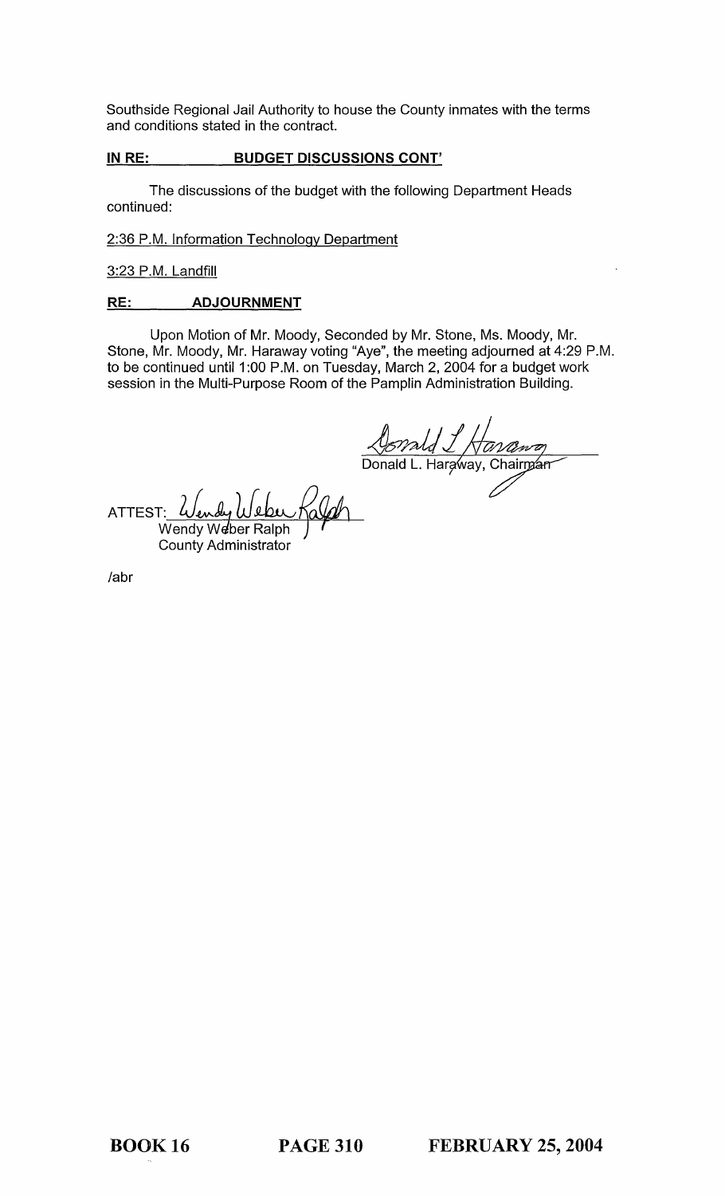Southside Regional Jail Authority to house the County inmates with the terms and conditions stated in the contract.

**IN RE: BUDGET DISCUSSIONS CONT'**

The discussions of the budget with the following Department Heads continued:

2:36 P.M. Information Technology Department

3:23 P.M. Landfill

**RE: ADJOURNMENT**

Upon Motion of Mr. Moody, Seconded by Mr. Stone, Ms. Moody, Mr. Stone, Mr. Moody, Mr. Haraway voting "Aye", the meeting adjourned at 4:29 P.M. to be continued until 1:00 P.M. on Tuesday, March 2, 2004 for a budget work session in the Multi-Purpose Room of the Pamplin Administration Building.

Donald L. Haraway, Chairman

ATTEST: Wendy Weber Ralph
County Administrator

/abr

**BOOK 16 PAGE 310 FEBRUARY 25, 2004**